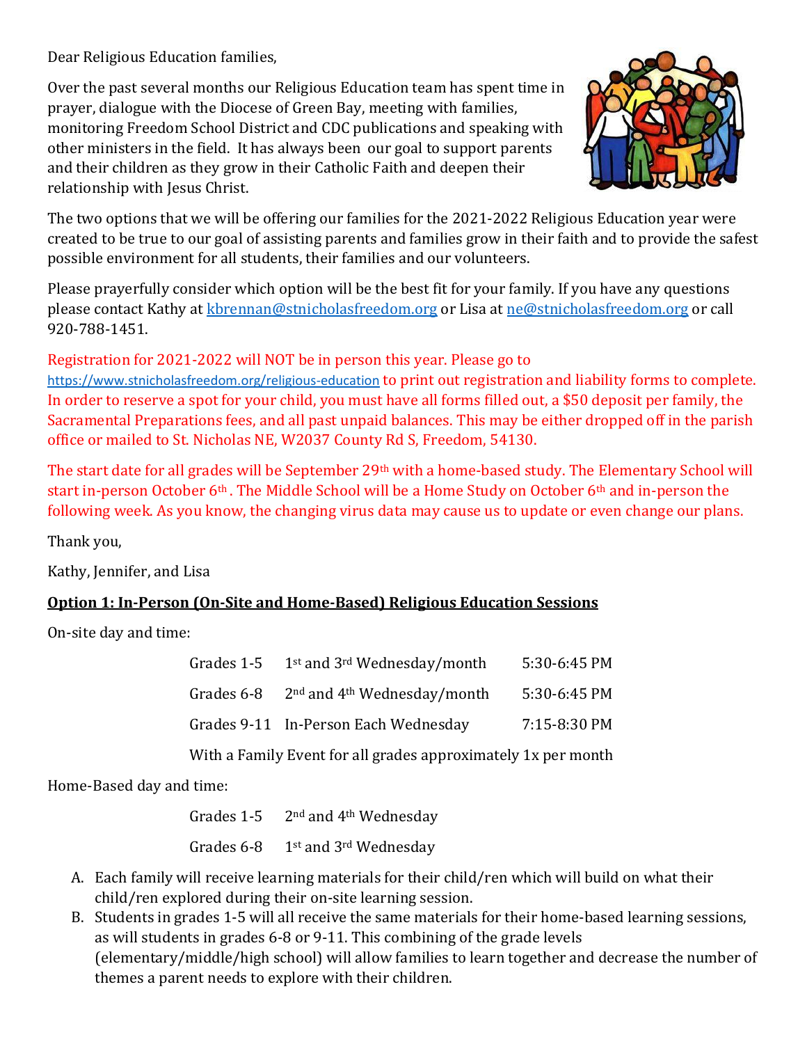Dear Religious Education families,

Over the past several months our Religious Education team has spent time in prayer, dialogue with the Diocese of Green Bay, meeting with families, monitoring Freedom School District and CDC publications and speaking with other ministers in the field. It has always been our goal to support parents and their children as they grow in their Catholic Faith and deepen their relationship with Jesus Christ.

The two options that we will be offering our families for the 2021-2022 Religious Education year were created to be true to our goal of assisting parents and families grow in their faith and to provide the safest possible environment for all students, their families and our volunteers.

Please prayerfully consider which option will be the best fit for your family. If you have any questions please contact Kathy at kbrennan@stnicholasfreedom.org or Lisa at ne@stnicholasfreedom.org or call 920-788-1451.

Registration for 2021-2022 will NOT be in person this year. Please go to https://www.stnicholasfreedom.org/religious-education to print out registration and liability forms to complete. In order to reserve a spot for your child, you must have all forms filled out, a $50 deposit per family, the Sacramental Preparations fees, and all past unpaid balances. This may be either dropped off in the parish office or mailed to St. Nicholas NE, W2037 County Rd S, Freedom, 54130.

The start date for all grades will be September 29th with a home-based study. The Elementary School will start in-person October 6th. The Middle School will be a Home Study on October 6th and in-person the following week. As you know, the changing virus data may cause us to update or even change our plans.

Thank you,

Kathy, Jennifer, and Lisa

## **Option 1: In-Person (On-Site and Home-Based) Religious Education Sessions**

On-site day and time:

| | | |
|---|---|---|
| Grades 1-5 | 1st and 3rd Wednesday/month | 5:30-6:45 PM |
| Grades 6-8 | 2nd and 4th Wednesday/month | 5:30-6:45 PM |
| Grades 9-11 | In-Person Each Wednesday | 7:15-8:30 PM |

With a Family Event for all grades approximately 1x per month

Home-Based day and time:

| | |
|---|---|
| Grades 1-5 | 2nd and 4th Wednesday |
| Grades 6-8 | 1st and 3rd Wednesday |

A. Each family will receive learning materials for their child/ren which will build on what their child/ren explored during their on-site learning session.
B. Students in grades 1-5 will all receive the same materials for their home-based learning sessions, as will students in grades 6-8 or 9-11. This combining of the grade levels (elementary/middle/high school) will allow families to learn together and decrease the number of themes a parent needs to explore with their children.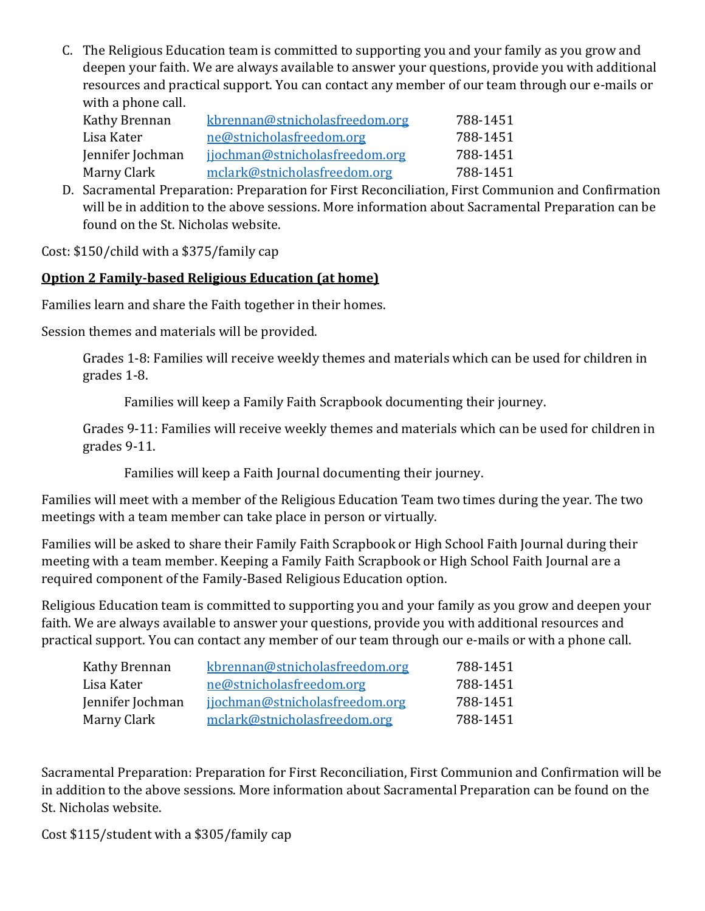C. The Religious Education team is committed to supporting you and your family as you grow and deepen your faith. We are always available to answer your questions, provide you with additional resources and practical support. You can contact any member of our team through our e-mails or with a phone call.

| | | |
|---|---|---|
| Kathy Brennan | kbrennan@stnicholasfreedom.org | 788-1451 |
| Lisa Kater | ne@stnicholasfreedom.org | 788-1451 |
| Jennifer Jochman | jjochman@stnicholasfreedom.org | 788-1451 |
| Marny Clark | mclark@stnicholasfreedom.org | 788-1451 |

D. Sacramental Preparation: Preparation for First Reconciliation, First Communion and Confirmation will be in addition to the above sessions. More information about Sacramental Preparation can be found on the St. Nicholas website.

Cost: $150/child with a $375/family cap

**Option 2 Family-based Religious Education (at home)**

Families learn and share the Faith together in their homes.

Session themes and materials will be provided.

Grades 1-8: Families will receive weekly themes and materials which can be used for children in grades 1-8.

Families will keep a Family Faith Scrapbook documenting their journey.

Grades 9-11: Families will receive weekly themes and materials which can be used for children in grades 9-11.

Families will keep a Faith Journal documenting their journey.

Families will meet with a member of the Religious Education Team two times during the year. The two meetings with a team member can take place in person or virtually.

Families will be asked to share their Family Faith Scrapbook or High School Faith Journal during their meeting with a team member. Keeping a Family Faith Scrapbook or High School Faith Journal are a required component of the Family-Based Religious Education option.

Religious Education team is committed to supporting you and your family as you grow and deepen your faith. We are always available to answer your questions, provide you with additional resources and practical support. You can contact any member of our team through our e-mails or with a phone call.

| | | |
|---|---|---|
| Kathy Brennan | kbrennan@stnicholasfreedom.org | 788-1451 |
| Lisa Kater | ne@stnicholasfreedom.org | 788-1451 |
| Jennifer Jochman | jjochman@stnicholasfreedom.org | 788-1451 |
| Marny Clark | mclark@stnicholasfreedom.org | 788-1451 |

Sacramental Preparation: Preparation for First Reconciliation, First Communion and Confirmation will be in addition to the above sessions. More information about Sacramental Preparation can be found on the St. Nicholas website.

Cost $115/student with a $305/family cap